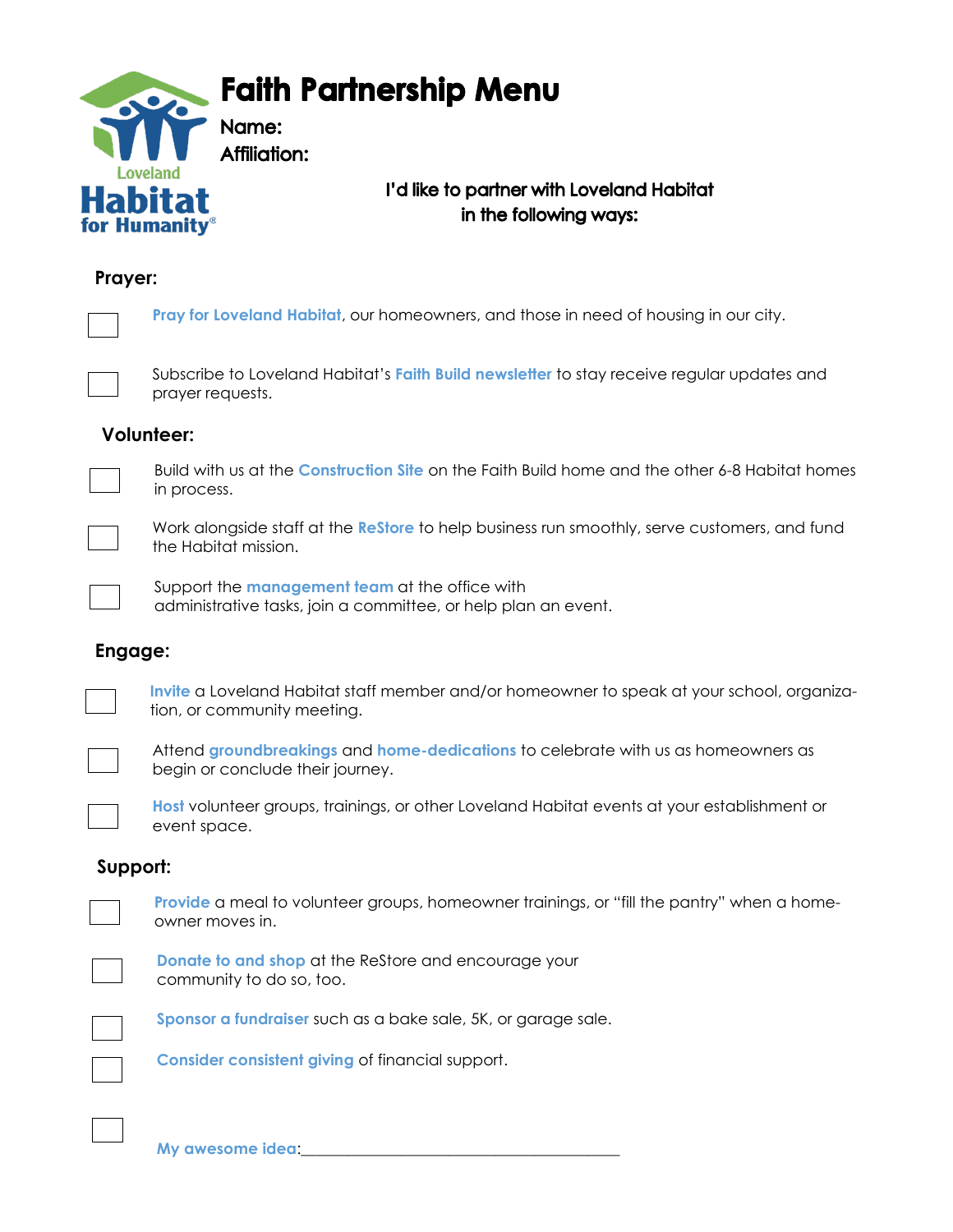Loveland Habitat for Humanity®

# Faith Partnership Menu

**Name:**

**Affiliation:**

**I'd like to partner with Loveland Habitat in the following ways:**

## Prayer:

- [ ] **Pray for Loveland Habitat**, our homeowners, and those in need of housing in our city.
- [ ] Subscribe to Loveland Habitat's **Faith Build newsletter** to stay receive regular updates and prayer requests.

## Volunteer:

- [ ] Build with us at the **Construction Site** on the Faith Build home and the other 6-8 Habitat homes in process.
- [ ] Work alongside staff at the **ReStore** to help business run smoothly, serve customers, and fund the Habitat mission.
- [ ] Support the **management team** at the office with administrative tasks, join a committee, or help plan an event.

## Engage:

- [ ] **Invite** a Loveland Habitat staff member and/or homeowner to speak at your school, organization, or community meeting.
- [ ] Attend **groundbreakings** and **home-dedications** to celebrate with us as homeowners as begin or conclude their journey.
- [ ] **Host** volunteer groups, trainings, or other Loveland Habitat events at your establishment or event space.

## Support:

- [ ] **Provide** a meal to volunteer groups, homeowner trainings, or "fill the pantry" when a homeowner moves in.
- [ ] **Donate to and shop** at the ReStore and encourage your community to do so, too.
- [ ] **Sponsor a fundraiser** such as a bake sale, 5K, or garage sale.
- [ ] **Consider consistent giving** of financial support.
- [ ] **My awesome idea**:________________________________________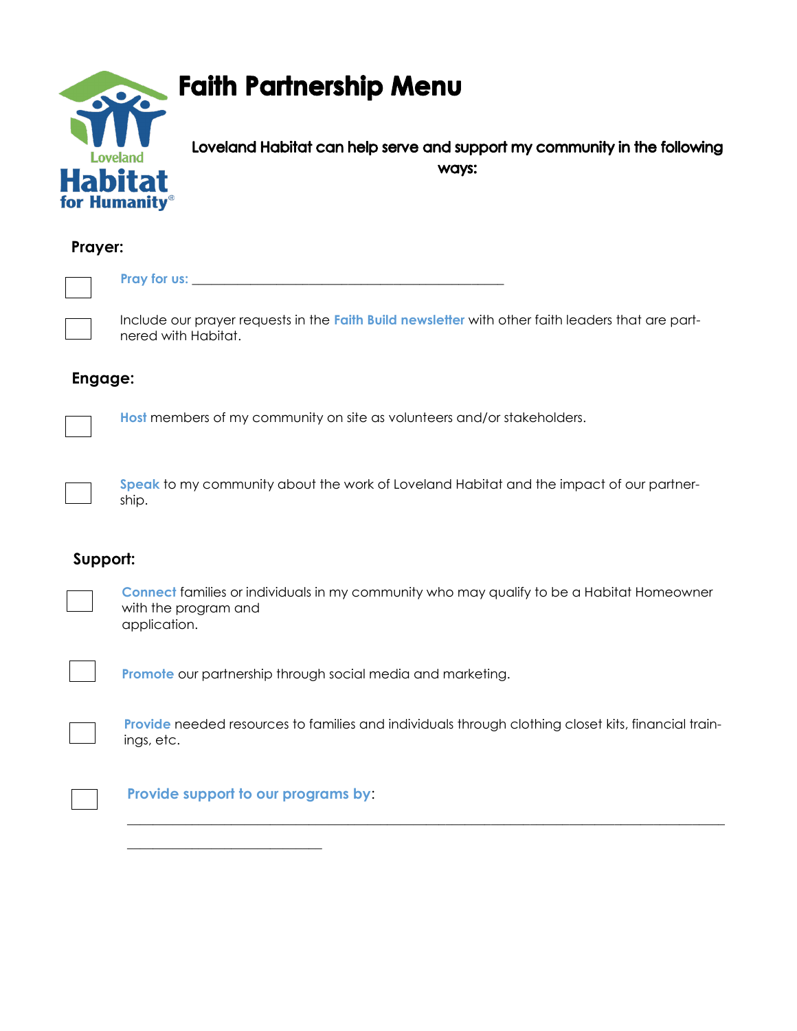Loveland Habitat for Humanity

# Faith Partnership Menu

**Loveland Habitat can help serve and support my community in the following ways:**

### Prayer:

- [ ] **Pray for us:** ________________________________________________

- [ ] Include our prayer requests in the **Faith Build newsletter** with other faith leaders that are partnered with Habitat.

### Engage:

- [ ] **Host** members of my community on site as volunteers and/or stakeholders.

- [ ] **Speak** to my community about the work of Loveland Habitat and the impact of our partnership.

### Support:

- [ ] **Connect** families or individuals in my community who may qualify to be a Habitat Homeowner with the program and application.

- [ ] **Promote** our partnership through social media and marketing.

- [ ] **Provide** needed resources to families and individuals through clothing closet kits, financial trainings, etc.

- [ ] **Provide support to our programs by**:

  ____________________________________________________________________________

  ______________________________